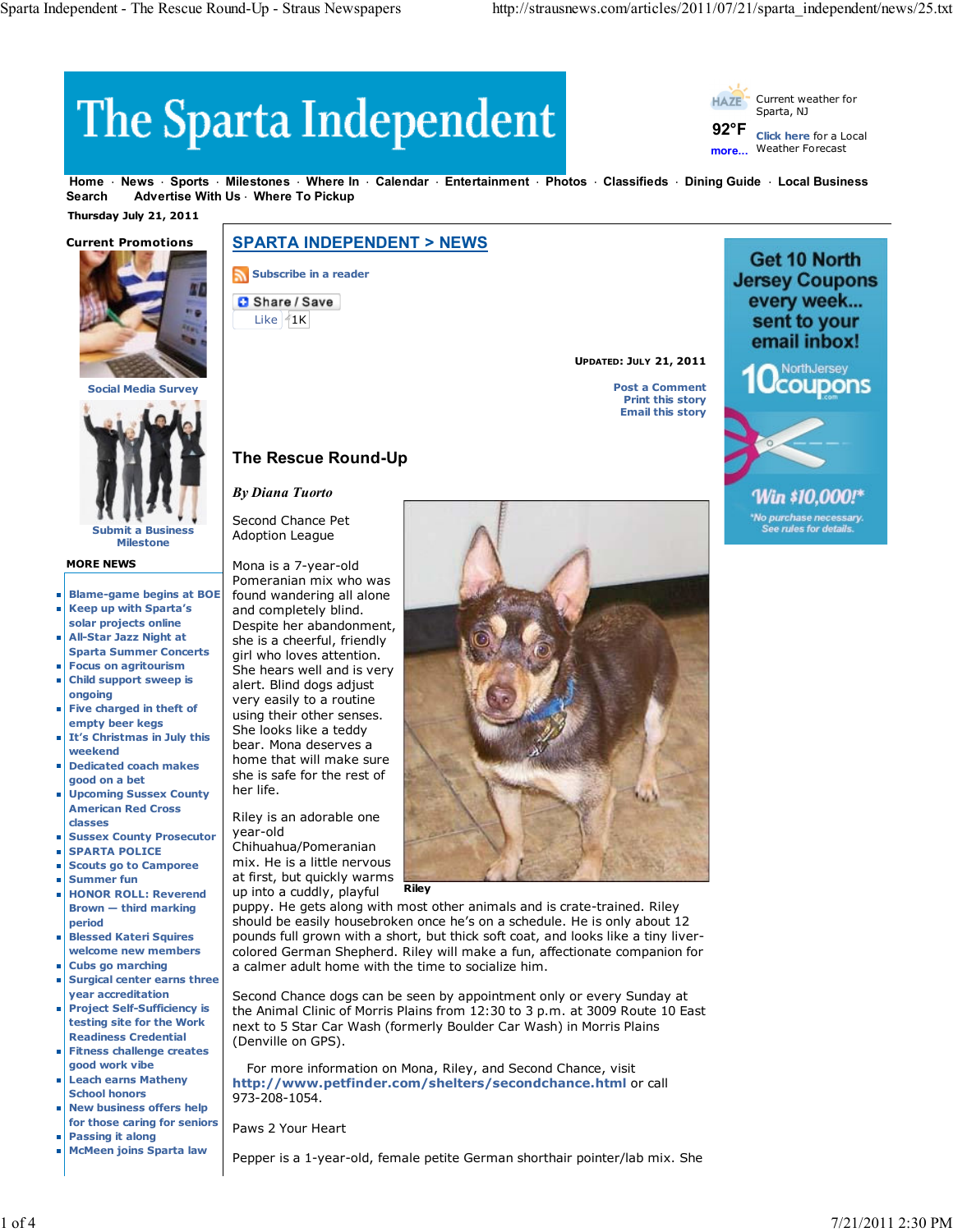# The Sparta Independent

Current weather for Sparta, NJ

92°F

more...

Click here for a Local Weather Forecast

Home · News · Sports · Milestones · Where In · Calendar · Entertainment · Photos · Classifieds · Dining Guide · Local Business Search · Advertise With Us · Where To Pickup

Thursday July 21, 2011

**Current Promotions**

Social Media Survey

Submit a Business Milestone

**MORE NEWS**

- Blame-game begins at BOE
- Keep up with Sparta's solar projects online
- All-Star Jazz Night at Sparta Summer Concerts
- Focus on agritourism
- Child support sweep is ongoing
- Five charged in theft of empty beer kegs
- It's Christmas in July this weekend
- Dedicated coach makes good on a bet
- Upcoming Sussex County American Red Cross classes
- Sussex County Prosecutor
- SPARTA POLICE
- Scouts go to Camporee
- Summer fun
- HONOR ROLL: Reverend Brown — third marking period
- Blessed Kateri Squires welcome new members
- Cubs go marching
- Surgical center earns three year accreditation
- Project Self-Sufficiency is testing site for the Work Readiness Credential
- Fitness challenge creates good work vibe
- Leach earns Matheny School honors
- New business offers help for those caring for seniors
- Passing it along
- McMeen joins Sparta law

## SPARTA INDEPENDENT > NEWS

Subscribe in a reader

Share / Save

Like 1K

UPDATED: JULY 21, 2011

Post a Comment
Print this story
Email this story

## The Rescue Round-Up

*By Diana Tuorto*

Second Chance Pet Adoption League

Mona is a 7-year-old Pomeranian mix who was found wandering all alone and completely blind. Despite her abandonment, she is a cheerful, friendly girl who loves attention. She hears well and is very alert. Blind dogs adjust very easily to a routine using their other senses. She looks like a teddy bear. Mona deserves a home that will make sure she is safe for the rest of her life.

Riley

Riley is an adorable one year-old Chihuahua/Pomeranian mix. He is a little nervous at first, but quickly warms up into a cuddly, playful puppy. He gets along with most other animals and is crate-trained. Riley should be easily housebroken once he's on a schedule. He is only about 12 pounds full grown with a short, but thick soft coat, and looks like a tiny liver-colored German Shepherd. Riley will make a fun, affectionate companion for a calmer adult home with the time to socialize him.

Second Chance dogs can be seen by appointment only or every Sunday at the Animal Clinic of Morris Plains from 12:30 to 3 p.m. at 3009 Route 10 East next to 5 Star Car Wash (formerly Boulder Car Wash) in Morris Plains (Denville on GPS).

For more information on Mona, Riley, and Second Chance, visit **http://www.petfinder.com/shelters/secondchance.html** or call 973-208-1054.

Paws 2 Your Heart

Pepper is a 1-year-old, female petite German shorthair pointer/lab mix. She

Get 10 North Jersey Coupons every week... sent to your email inbox!

10 NorthJersey coupons .com

Win $10,000!*

*No purchase necessary. See rules for details.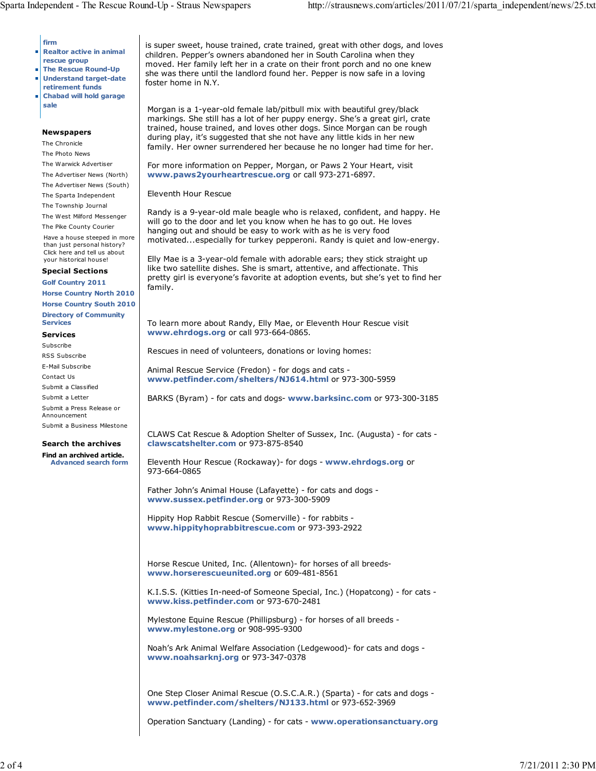firm
- Realtor active in animal rescue group
- The Rescue Round-Up
- Understand target-date retirement funds
- Chabad will hold garage sale

**Newspapers**

The Chronicle
The Photo News
The Warwick Advertiser
The Advertiser News (North)
The Advertiser News (South)
The Sparta Independent
The Township Journal
The West Milford Messenger
The Pike County Courier

Have a house steeped in more than just personal history? Click here and tell us about your historical house!

**Special Sections**

Golf Country 2011
Horse Country North 2010
Horse Country South 2010
Directory of Community Services

**Services**

Subscribe
RSS Subscribe
E-Mail Subscribe
Contact Us
Submit a Classified
Submit a Letter
Submit a Press Release or Announcement
Submit a Business Milestone

**Search the archives**

**Find an archived article.**
Advanced search form

is super sweet, house trained, crate trained, great with other dogs, and loves children. Pepper's owners abandoned her in South Carolina when they moved. Her family left her in a crate on their front porch and no one knew she was there until the landlord found her. Pepper is now safe in a loving foster home in N.Y.

Morgan is a 1-year-old female lab/pitbull mix with beautiful grey/black markings. She still has a lot of her puppy energy. She's a great girl, crate trained, house trained, and loves other dogs. Since Morgan can be rough during play, it's suggested that she not have any little kids in her new family. Her owner surrendered her because he no longer had time for her.

For more information on Pepper, Morgan, or Paws 2 Your Heart, visit **www.paws2yourheartrescue.org** or call 973-271-6897.

Eleventh Hour Rescue

Randy is a 9-year-old male beagle who is relaxed, confident, and happy. He will go to the door and let you know when he has to go out. He loves hanging out and should be easy to work with as he is very food motivated...especially for turkey pepperoni. Randy is quiet and low-energy.

Elly Mae is a 3-year-old female with adorable ears; they stick straight up like two satellite dishes. She is smart, attentive, and affectionate. This pretty girl is everyone's favorite at adoption events, but she's yet to find her family.

To learn more about Randy, Elly Mae, or Eleventh Hour Rescue visit **www.ehrdogs.org** or call 973-664-0865.

Rescues in need of volunteers, donations or loving homes:

Animal Rescue Service (Fredon) - for dogs and cats - **www.petfinder.com/shelters/NJ614.html** or 973-300-5959

BARKS (Byram) - for cats and dogs- **www.barksinc.com** or 973-300-3185

CLAWS Cat Rescue & Adoption Shelter of Sussex, Inc. (Augusta) - for cats - **clawscatshelter.com** or 973-875-8540

Eleventh Hour Rescue (Rockaway)- for dogs - **www.ehrdogs.org** or 973-664-0865

Father John's Animal House (Lafayette) - for cats and dogs - **www.sussex.petfinder.org** or 973-300-5909

Hippity Hop Rabbit Rescue (Somerville) - for rabbits - **www.hippityhoprabbitrescue.com** or 973-393-2922

Horse Rescue United, Inc. (Allentown)- for horses of all breeds- **www.horserescueunited.org** or 609-481-8561

K.I.S.S. (Kitties In-need-of Someone Special, Inc.) (Hopatcong) - for cats - **www.kiss.petfinder.com** or 973-670-2481

Mylestone Equine Rescue (Phillipsburg) - for horses of all breeds - **www.mylestone.org** or 908-995-9300

Noah's Ark Animal Welfare Association (Ledgewood)- for cats and dogs - **www.noahsarknj.org** or 973-347-0378

One Step Closer Animal Rescue (O.S.C.A.R.) (Sparta) - for cats and dogs - **www.petfinder.com/shelters/NJ133.html** or 973-652-3969

Operation Sanctuary (Landing) - for cats - **www.operationsanctuary.org**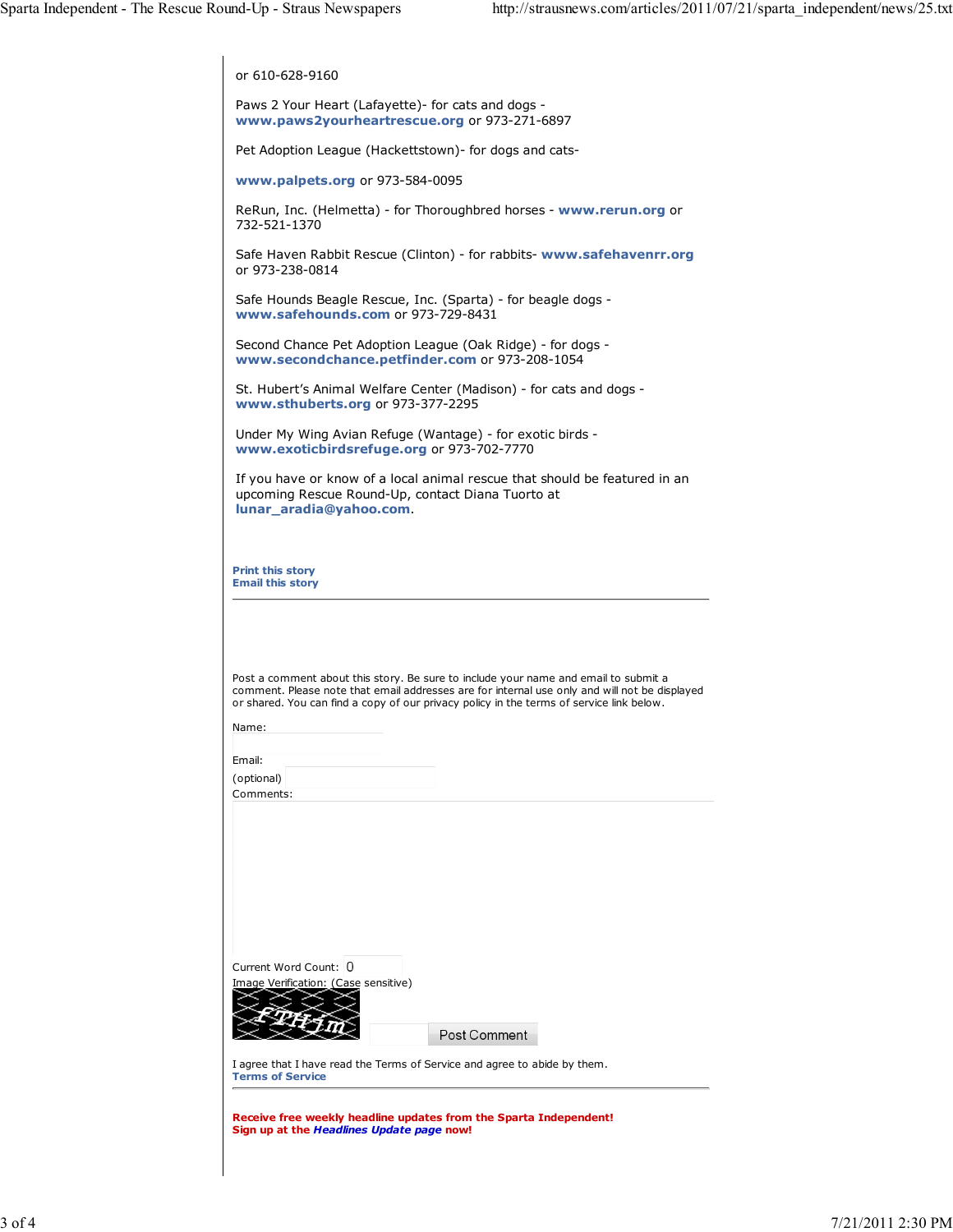or 610-628-9160

Paws 2 Your Heart (Lafayette)- for cats and dogs - **www.paws2yourheartrescue.org** or 973-271-6897

Pet Adoption League (Hackettstown)- for dogs and cats-

**www.palpets.org** or 973-584-0095

ReRun, Inc. (Helmetta) - for Thoroughbred horses - **www.rerun.org** or 732-521-1370

Safe Haven Rabbit Rescue (Clinton) - for rabbits- **www.safehavenrr.org** or 973-238-0814

Safe Hounds Beagle Rescue, Inc. (Sparta) - for beagle dogs - **www.safehounds.com** or 973-729-8431

Second Chance Pet Adoption League (Oak Ridge) - for dogs - **www.secondchance.petfinder.com** or 973-208-1054

St. Hubert's Animal Welfare Center (Madison) - for cats and dogs - **www.sthuberts.org** or 973-377-2295

Under My Wing Avian Refuge (Wantage) - for exotic birds - **www.exoticbirdsrefuge.org** or 973-702-7770

If you have or know of a local animal rescue that should be featured in an upcoming Rescue Round-Up, contact Diana Tuorto at **lunar_aradia@yahoo.com**.

**Print this story**
**Email this story**

---

Post a comment about this story. Be sure to include your name and email to submit a comment. Please note that email addresses are for internal use only and will not be displayed or shared. You can find a copy of our privacy policy in the terms of service link below.

Name:

Email:
(optional)

Comments:

Current Word Count: 0

Image Verification: (Case sensitive)

Post Comment

I agree that I have read the Terms of Service and agree to abide by them.
**Terms of Service**

---

**Receive free weekly headline updates from the Sparta Independent!**
**Sign up at the *Headlines Update page* now!**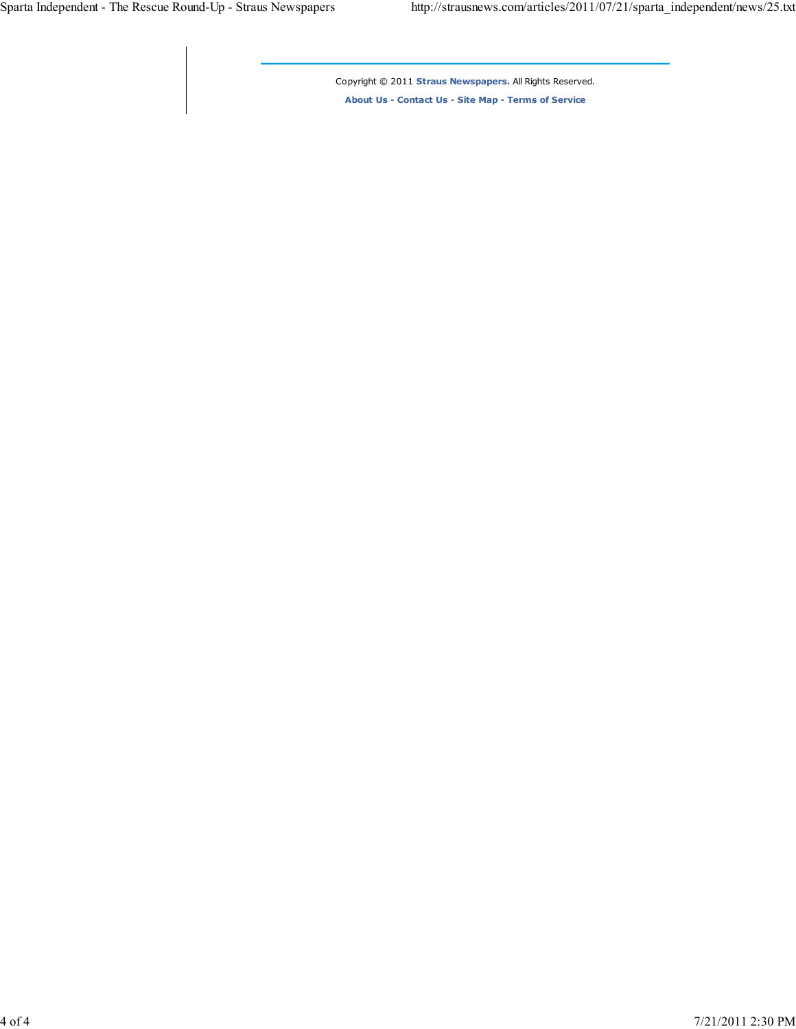Copyright © 2011 **Straus Newspapers.** All Rights Reserved.

**About Us** - **Contact Us** - **Site Map** - **Terms of Service**